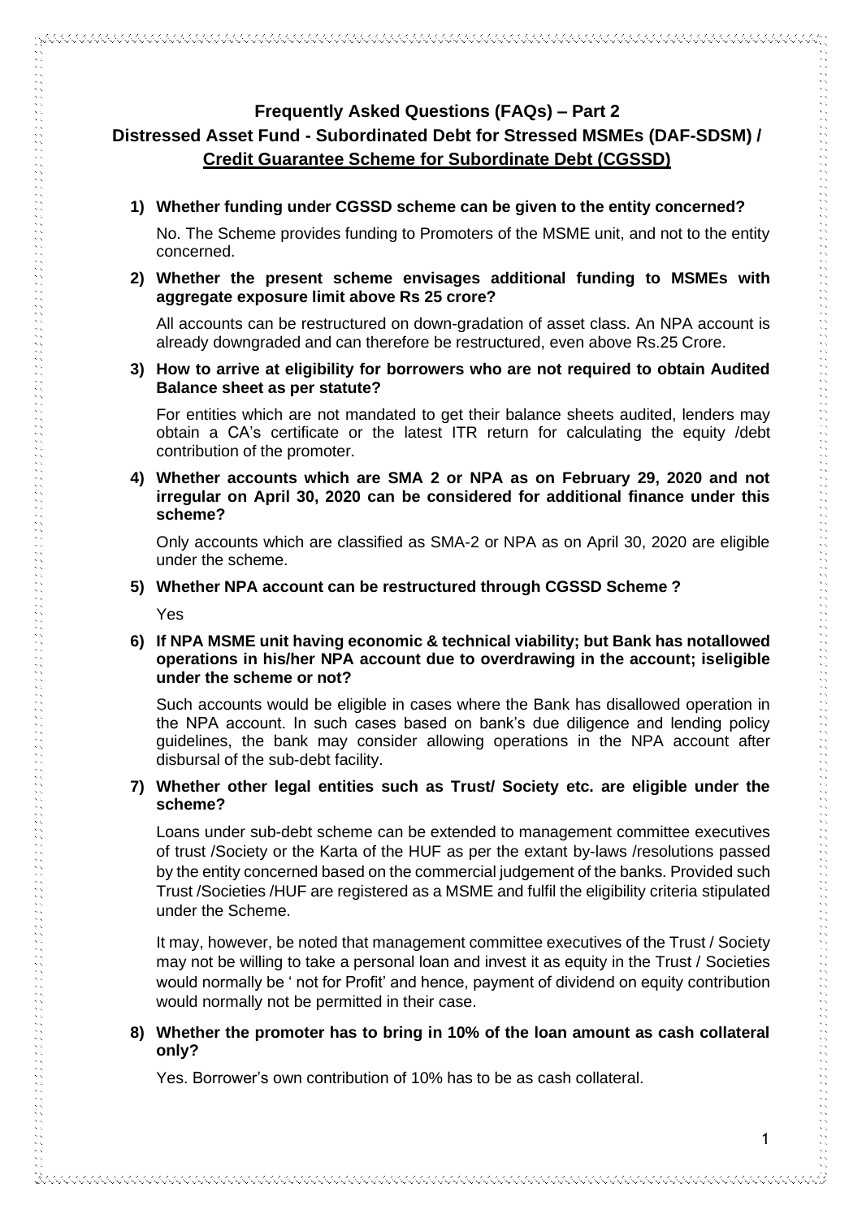# Frequently Asked Questions (FAQs) – Part 2

## Distressed Asset Fund - Subordinated Debt for Stressed MSMEs (DAF-SDSM) / Credit Guarantee Scheme for Subordinate Debt (CGSSD)

**1) Whether funding under CGSSD scheme can be given to the entity concerned?**

No. The Scheme provides funding to Promoters of the MSME unit, and not to the entity concerned.

**2) Whether the present scheme envisages additional funding to MSMEs with aggregate exposure limit above Rs 25 crore?**

All accounts can be restructured on down-gradation of asset class. An NPA account is already downgraded and can therefore be restructured, even above Rs.25 Crore.

**3) How to arrive at eligibility for borrowers who are not required to obtain Audited Balance sheet as per statute?**

For entities which are not mandated to get their balance sheets audited, lenders may obtain a CA's certificate or the latest ITR return for calculating the equity /debt contribution of the promoter.

**4) Whether accounts which are SMA 2 or NPA as on February 29, 2020 and not irregular on April 30, 2020 can be considered for additional finance under this scheme?**

Only accounts which are classified as SMA-2 or NPA as on April 30, 2020 are eligible under the scheme.

**5) Whether NPA account can be restructured through CGSSD Scheme ?**

Yes

**6) If NPA MSME unit having economic & technical viability; but Bank has notallowed operations in his/her NPA account due to overdrawing in the account; iseligible under the scheme or not?**

Such accounts would be eligible in cases where the Bank has disallowed operation in the NPA account. In such cases based on bank's due diligence and lending policy guidelines, the bank may consider allowing operations in the NPA account after disbursal of the sub-debt facility.

**7) Whether other legal entities such as Trust/ Society etc. are eligible under the scheme?**

Loans under sub-debt scheme can be extended to management committee executives of trust /Society or the Karta of the HUF as per the extant by-laws /resolutions passed by the entity concerned based on the commercial judgement of the banks. Provided such Trust /Societies /HUF are registered as a MSME and fulfil the eligibility criteria stipulated under the Scheme.

It may, however, be noted that management committee executives of the Trust / Society may not be willing to take a personal loan and invest it as equity in the Trust / Societies would normally be ' not for Profit' and hence, payment of dividend on equity contribution would normally not be permitted in their case.

**8) Whether the promoter has to bring in 10% of the loan amount as cash collateral only?**

Yes. Borrower's own contribution of 10% has to be as cash collateral.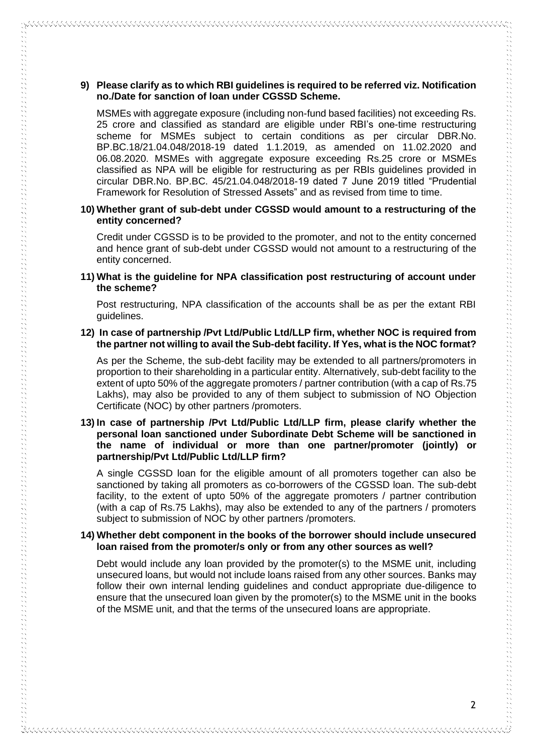**9) Please clarify as to which RBI guidelines is required to be referred viz. Notification no./Date for sanction of loan under CGSSD Scheme.**

MSMEs with aggregate exposure (including non-fund based facilities) not exceeding Rs. 25 crore and classified as standard are eligible under RBI's one-time restructuring scheme for MSMEs subject to certain conditions as per circular DBR.No. BP.BC.18/21.04.048/2018-19 dated 1.1.2019, as amended on 11.02.2020 and 06.08.2020. MSMEs with aggregate exposure exceeding Rs.25 crore or MSMEs classified as NPA will be eligible for restructuring as per RBIs guidelines provided in circular DBR.No. BP.BC. 45/21.04.048/2018-19 dated 7 June 2019 titled "Prudential Framework for Resolution of Stressed Assets" and as revised from time to time.

**10) Whether grant of sub-debt under CGSSD would amount to a restructuring of the entity concerned?**

Credit under CGSSD is to be provided to the promoter, and not to the entity concerned and hence grant of sub-debt under CGSSD would not amount to a restructuring of the entity concerned.

**11) What is the guideline for NPA classification post restructuring of account under the scheme?**

Post restructuring, NPA classification of the accounts shall be as per the extant RBI guidelines.

**12) In case of partnership /Pvt Ltd/Public Ltd/LLP firm, whether NOC is required from the partner not willing to avail the Sub-debt facility. If Yes, what is the NOC format?**

As per the Scheme, the sub-debt facility may be extended to all partners/promoters in proportion to their shareholding in a particular entity. Alternatively, sub-debt facility to the extent of upto 50% of the aggregate promoters / partner contribution (with a cap of Rs.75 Lakhs), may also be provided to any of them subject to submission of NO Objection Certificate (NOC) by other partners /promoters.

**13) In case of partnership /Pvt Ltd/Public Ltd/LLP firm, please clarify whether the personal loan sanctioned under Subordinate Debt Scheme will be sanctioned in the name of individual or more than one partner/promoter (jointly) or partnership/Pvt Ltd/Public Ltd/LLP firm?**

A single CGSSD loan for the eligible amount of all promoters together can also be sanctioned by taking all promoters as co-borrowers of the CGSSD loan. The sub-debt facility, to the extent of upto 50% of the aggregate promoters / partner contribution (with a cap of Rs.75 Lakhs), may also be extended to any of the partners / promoters subject to submission of NOC by other partners /promoters.

**14) Whether debt component in the books of the borrower should include unsecured loan raised from the promoter/s only or from any other sources as well?**

Debt would include any loan provided by the promoter(s) to the MSME unit, including unsecured loans, but would not include loans raised from any other sources. Banks may follow their own internal lending guidelines and conduct appropriate due-diligence to ensure that the unsecured loan given by the promoter(s) to the MSME unit in the books of the MSME unit, and that the terms of the unsecured loans are appropriate.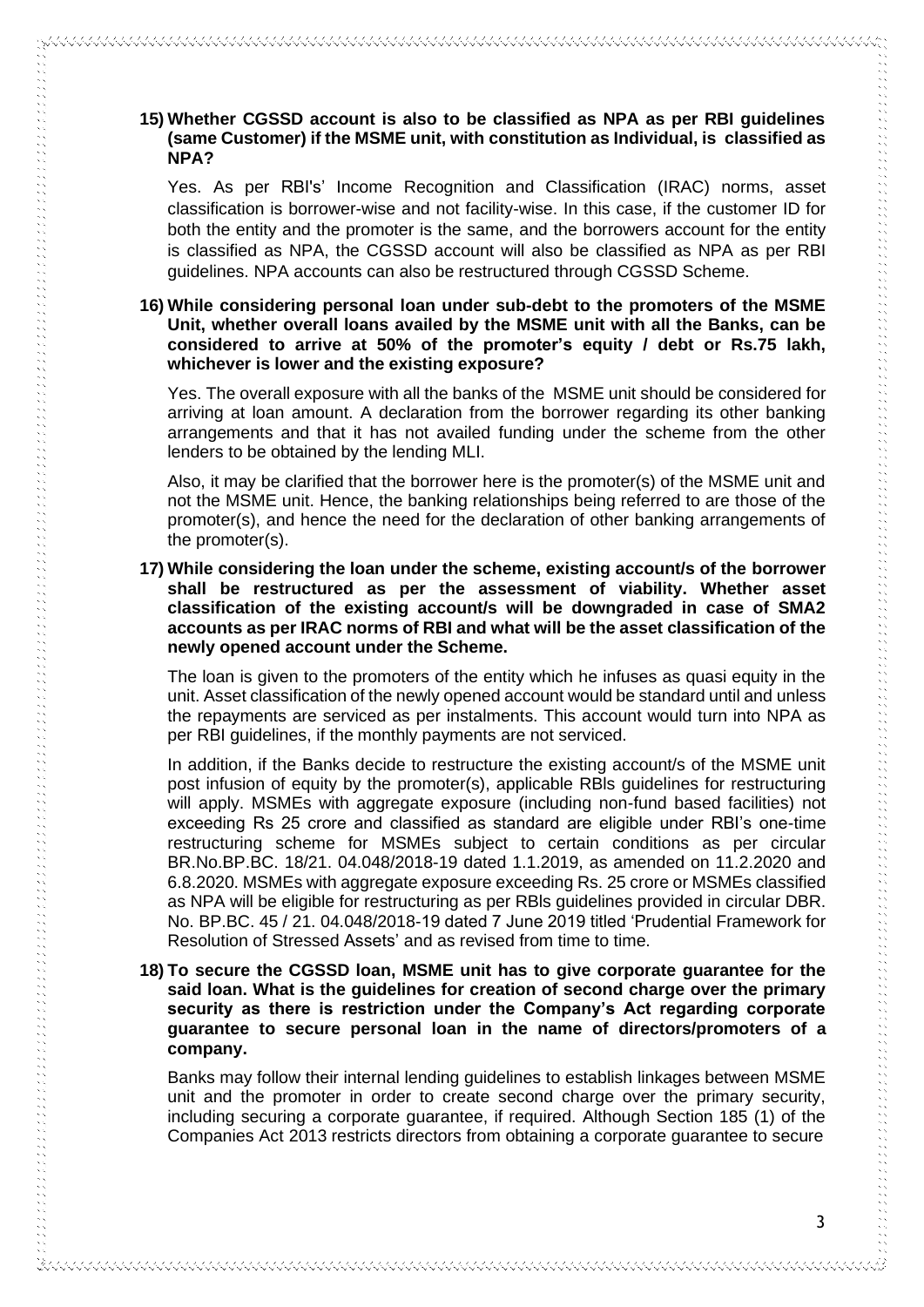**15) Whether CGSSD account is also to be classified as NPA as per RBI guidelines (same Customer) if the MSME unit, with constitution as Individual, is classified as NPA?**

Yes. As per RBI's' Income Recognition and Classification (IRAC) norms, asset classification is borrower-wise and not facility-wise. In this case, if the customer ID for both the entity and the promoter is the same, and the borrowers account for the entity is classified as NPA, the CGSSD account will also be classified as NPA as per RBI guidelines. NPA accounts can also be restructured through CGSSD Scheme.

**16) While considering personal loan under sub-debt to the promoters of the MSME Unit, whether overall loans availed by the MSME unit with all the Banks, can be considered to arrive at 50% of the promoter's equity / debt or Rs.75 lakh, whichever is lower and the existing exposure?**

Yes. The overall exposure with all the banks of the MSME unit should be considered for arriving at loan amount. A declaration from the borrower regarding its other banking arrangements and that it has not availed funding under the scheme from the other lenders to be obtained by the lending MLI.

Also, it may be clarified that the borrower here is the promoter(s) of the MSME unit and not the MSME unit. Hence, the banking relationships being referred to are those of the promoter(s), and hence the need for the declaration of other banking arrangements of the promoter(s).

**17) While considering the loan under the scheme, existing account/s of the borrower shall be restructured as per the assessment of viability. Whether asset classification of the existing account/s will be downgraded in case of SMA2 accounts as per IRAC norms of RBI and what will be the asset classification of the newly opened account under the Scheme.**

The loan is given to the promoters of the entity which he infuses as quasi equity in the unit. Asset classification of the newly opened account would be standard until and unless the repayments are serviced as per instalments. This account would turn into NPA as per RBI guidelines, if the monthly payments are not serviced.

In addition, if the Banks decide to restructure the existing account/s of the MSME unit post infusion of equity by the promoter(s), applicable RBIs guidelines for restructuring will apply. MSMEs with aggregate exposure (including non-fund based facilities) not exceeding Rs 25 crore and classified as standard are eligible under RBI's one-time restructuring scheme for MSMEs subject to certain conditions as per circular BR.No.BP.BC. 18/21. 04.048/2018-19 dated 1.1.2019, as amended on 11.2.2020 and 6.8.2020. MSMEs with aggregate exposure exceeding Rs. 25 crore or MSMEs classified as NPA will be eligible for restructuring as per RBIs guidelines provided in circular DBR. No. BP.BC. 45 / 21. 04.048/2018-19 dated 7 June 2019 titled 'Prudential Framework for Resolution of Stressed Assets' and as revised from time to time.

**18) To secure the CGSSD loan, MSME unit has to give corporate guarantee for the said loan. What is the guidelines for creation of second charge over the primary security as there is restriction under the Company's Act regarding corporate guarantee to secure personal loan in the name of directors/promoters of a company.**

Banks may follow their internal lending guidelines to establish linkages between MSME unit and the promoter in order to create second charge over the primary security, including securing a corporate guarantee, if required. Although Section 185 (1) of the Companies Act 2013 restricts directors from obtaining a corporate guarantee to secure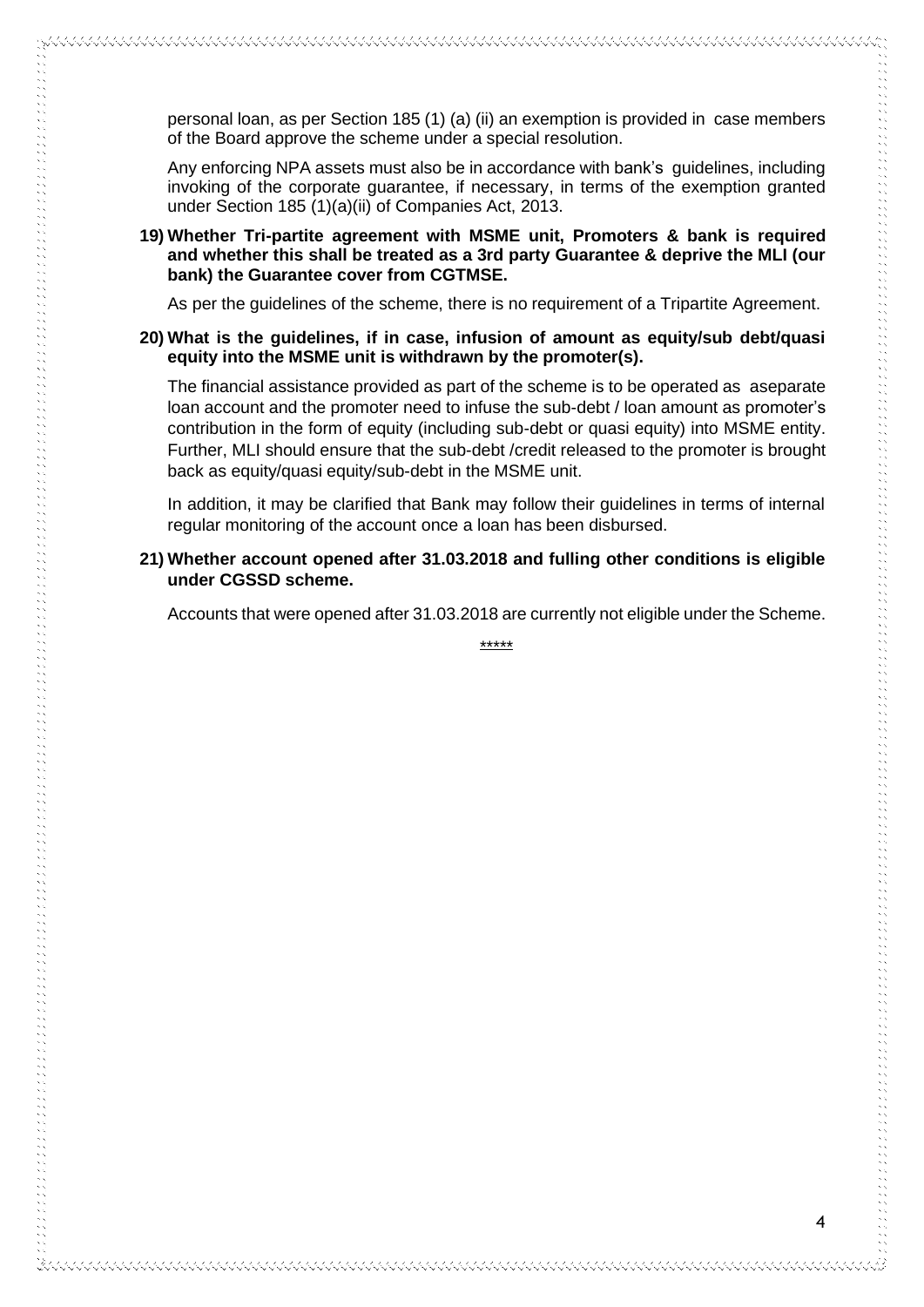personal loan, as per Section 185 (1) (a) (ii) an exemption is provided in case members of the Board approve the scheme under a special resolution.

Any enforcing NPA assets must also be in accordance with bank's guidelines, including invoking of the corporate guarantee, if necessary, in terms of the exemption granted under Section 185 (1)(a)(ii) of Companies Act, 2013.

**19) Whether Tri-partite agreement with MSME unit, Promoters & bank is required and whether this shall be treated as a 3rd party Guarantee & deprive the MLI (our bank) the Guarantee cover from CGTMSE.**

As per the guidelines of the scheme, there is no requirement of a Tripartite Agreement.

**20) What is the guidelines, if in case, infusion of amount as equity/sub debt/quasi equity into the MSME unit is withdrawn by the promoter(s).**

The financial assistance provided as part of the scheme is to be operated as aseparate loan account and the promoter need to infuse the sub-debt / loan amount as promoter's contribution in the form of equity (including sub-debt or quasi equity) into MSME entity. Further, MLI should ensure that the sub-debt /credit released to the promoter is brought back as equity/quasi equity/sub-debt in the MSME unit.

In addition, it may be clarified that Bank may follow their guidelines in terms of internal regular monitoring of the account once a loan has been disbursed.

**21) Whether account opened after 31.03.2018 and fulling other conditions is eligible under CGSSD scheme.**

Accounts that were opened after 31.03.2018 are currently not eligible under the Scheme.

\*\*\*\*\*